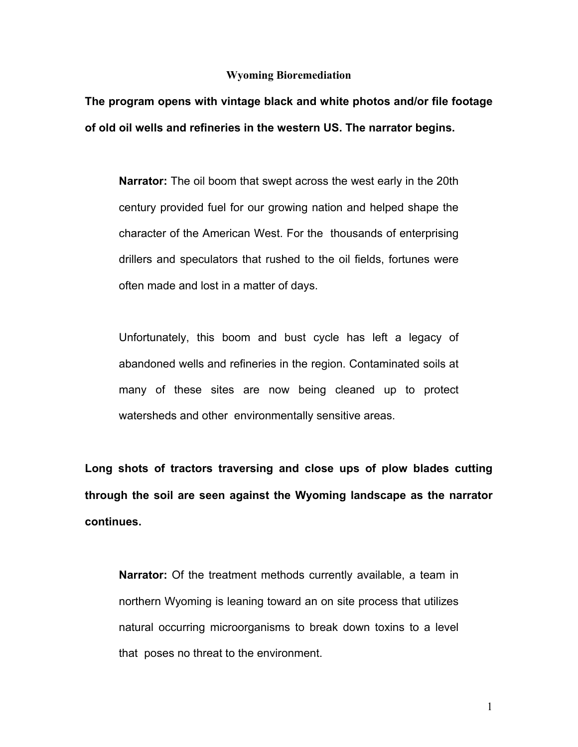# Wyoming Bioremediation

**The program opens with vintage black and white photos and/or file footage of old oil wells and refineries in the western US. The narrator begins.**

**Narrator:** The oil boom that swept across the west early in the 20th century provided fuel for our growing nation and helped shape the character of the American West. For the thousands of enterprising drillers and speculators that rushed to the oil fields, fortunes were often made and lost in a matter of days.

Unfortunately, this boom and bust cycle has left a legacy of abandoned wells and refineries in the region. Contaminated soils at many of these sites are now being cleaned up to protect watersheds and other environmentally sensitive areas.

**Long shots of tractors traversing and close ups of plow blades cutting through the soil are seen against the Wyoming landscape as the narrator continues.**

**Narrator:** Of the treatment methods currently available, a team in northern Wyoming is leaning toward an on site process that utilizes natural occurring microorganisms to break down toxins to a level that poses no threat to the environment.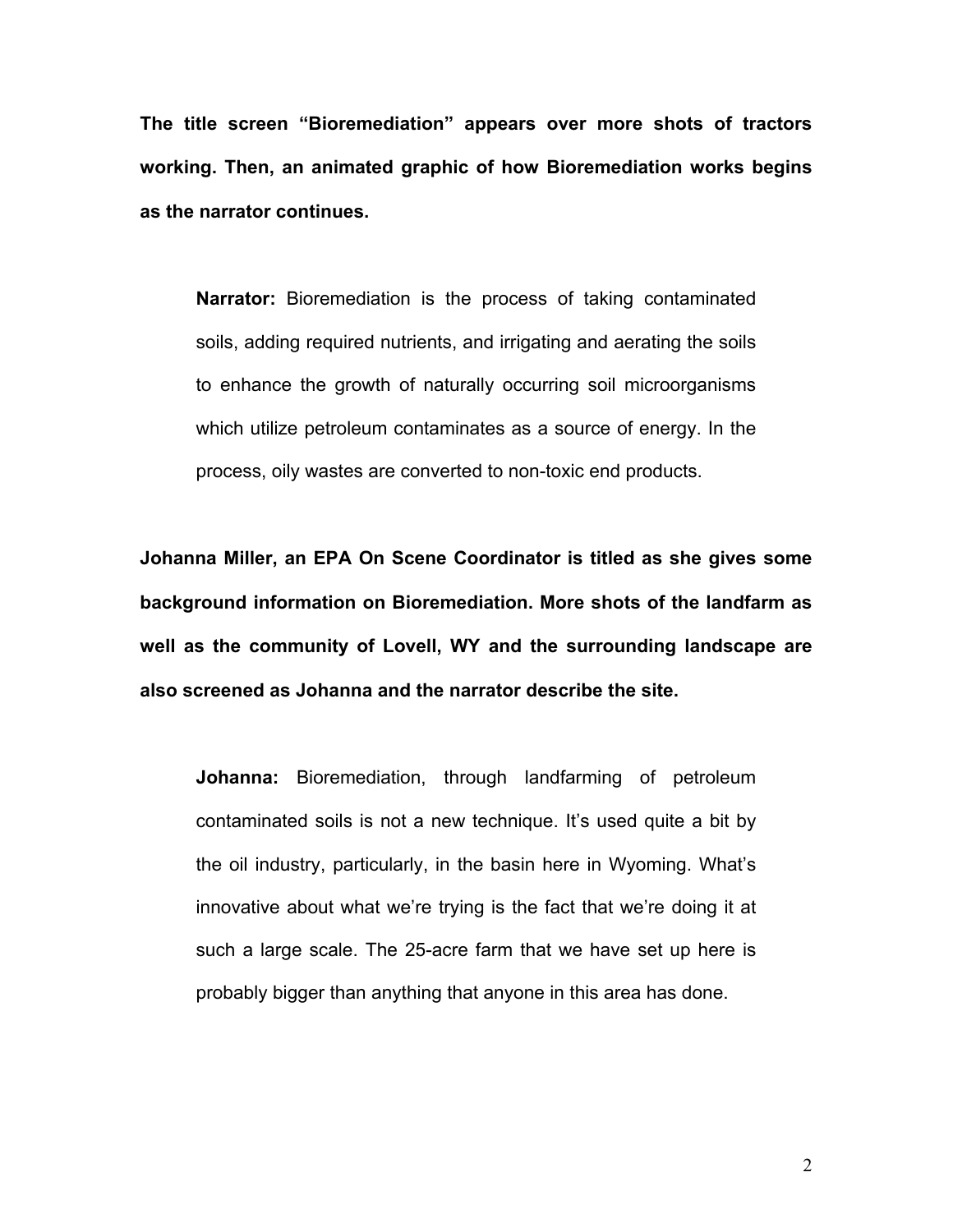**The title screen “Bioremediation” appears over more shots of tractors working. Then, an animated graphic of how Bioremediation works begins as the narrator continues.**

> **Narrator:** Bioremediation is the process of taking contaminated soils, adding required nutrients, and irrigating and aerating the soils to enhance the growth of naturally occurring soil microorganisms which utilize petroleum contaminates as a source of energy. In the process, oily wastes are converted to non-toxic end products.

**Johanna Miller, an EPA On Scene Coordinator is titled as she gives some background information on Bioremediation. More shots of the landfarm as well as the community of Lovell, WY and the surrounding landscape are also screened as Johanna and the narrator describe the site.**

> **Johanna:** Bioremediation, through landfarming of petroleum contaminated soils is not a new technique. It’s used quite a bit by the oil industry, particularly, in the basin here in Wyoming. What’s innovative about what we’re trying is the fact that we’re doing it at such a large scale. The 25-acre farm that we have set up here is probably bigger than anything that anyone in this area has done.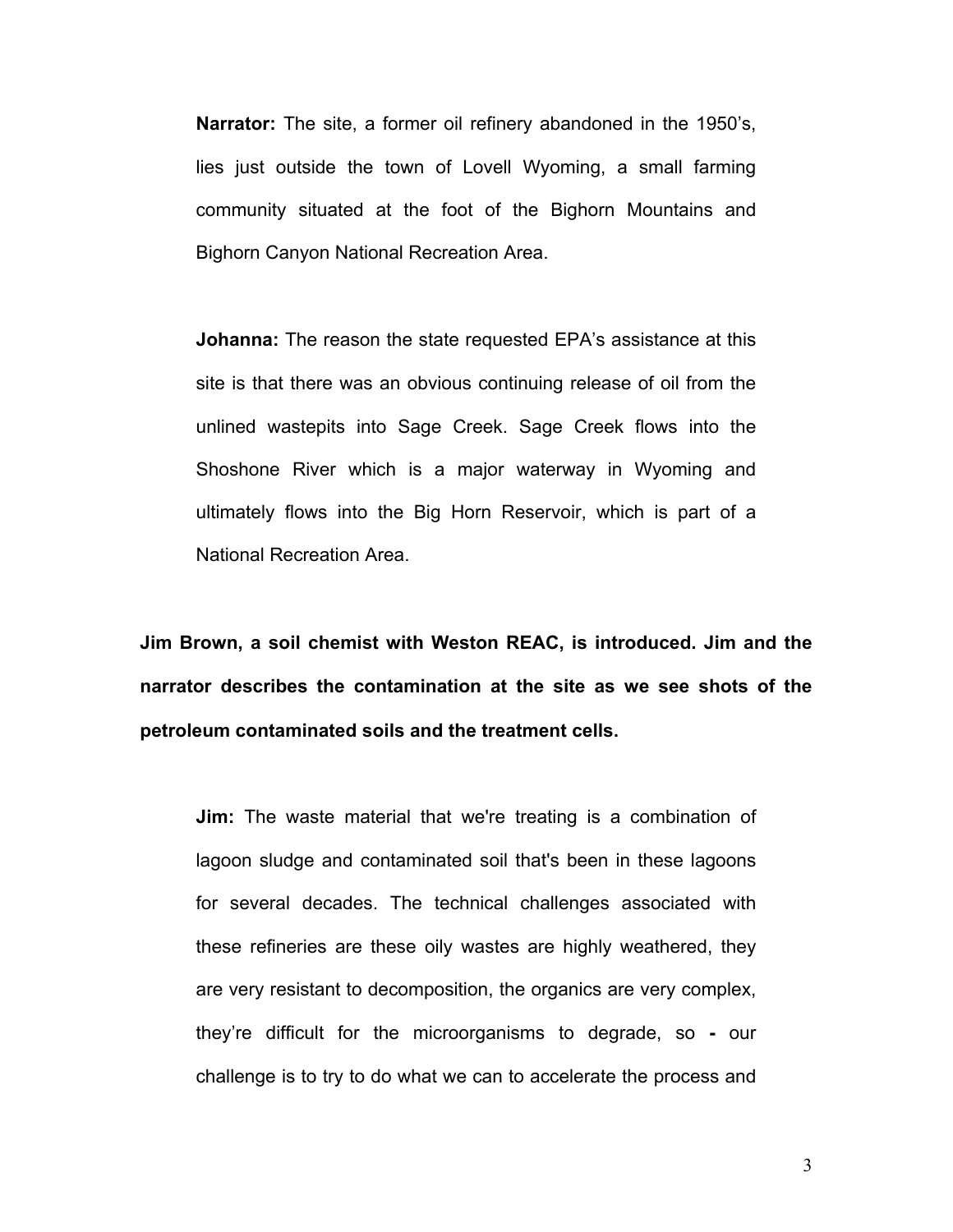**Narrator:** The site, a former oil refinery abandoned in the 1950's, lies just outside the town of Lovell Wyoming, a small farming community situated at the foot of the Bighorn Mountains and Bighorn Canyon National Recreation Area.

**Johanna:** The reason the state requested EPA's assistance at this site is that there was an obvious continuing release of oil from the unlined wastepits into Sage Creek. Sage Creek flows into the Shoshone River which is a major waterway in Wyoming and ultimately flows into the Big Horn Reservoir, which is part of a National Recreation Area.

**Jim Brown, a soil chemist with Weston REAC, is introduced. Jim and the narrator describes the contamination at the site as we see shots of the petroleum contaminated soils and the treatment cells.**

**Jim:** The waste material that we're treating is a combination of lagoon sludge and contaminated soil that's been in these lagoons for several decades. The technical challenges associated with these refineries are these oily wastes are highly weathered, they are very resistant to decomposition, the organics are very complex, they're difficult for the microorganisms to degrade, so **-** our challenge is to try to do what we can to accelerate the process and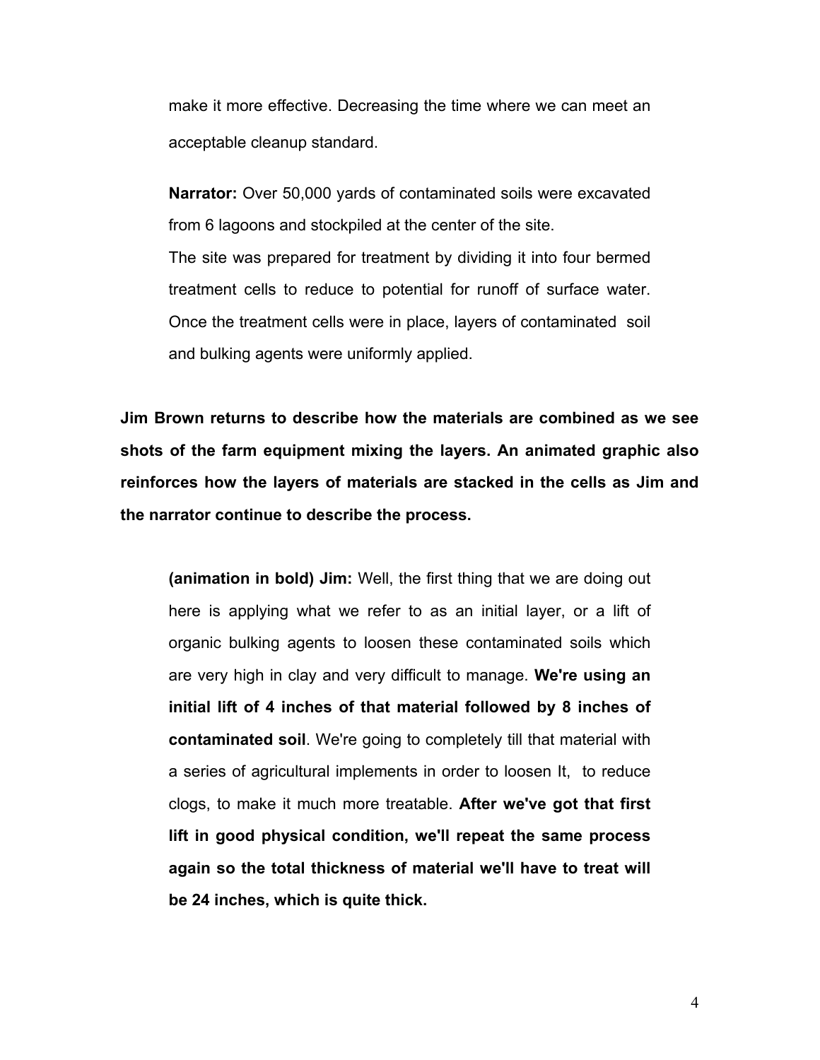make it more effective. Decreasing the time where we can meet an acceptable cleanup standard.

**Narrator:** Over 50,000 yards of contaminated soils were excavated from 6 lagoons and stockpiled at the center of the site.
The site was prepared for treatment by dividing it into four bermed treatment cells to reduce to potential for runoff of surface water. Once the treatment cells were in place, layers of contaminated soil and bulking agents were uniformly applied.

**Jim Brown returns to describe how the materials are combined as we see shots of the farm equipment mixing the layers. An animated graphic also reinforces how the layers of materials are stacked in the cells as Jim and the narrator continue to describe the process.**

**(animation in bold) Jim:** Well, the first thing that we are doing out here is applying what we refer to as an initial layer, or a lift of organic bulking agents to loosen these contaminated soils which are very high in clay and very difficult to manage. **We're using an initial lift of 4 inches of that material followed by 8 inches of contaminated soil**. We're going to completely till that material with a series of agricultural implements in order to loosen It, to reduce clogs, to make it much more treatable. **After we've got that first lift in good physical condition, we'll repeat the same process again so the total thickness of material we'll have to treat will be 24 inches, which is quite thick.**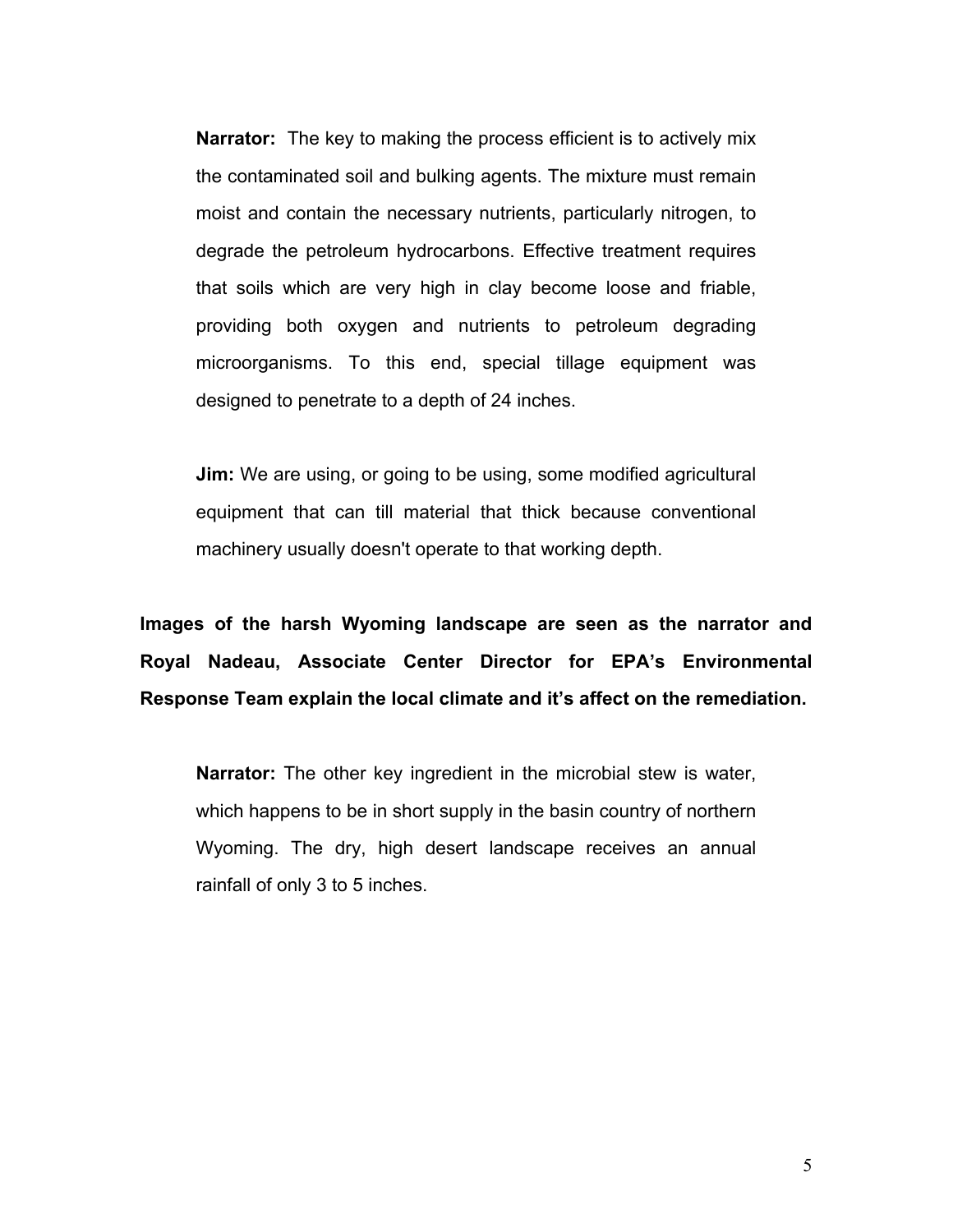**Narrator:** The key to making the process efficient is to actively mix the contaminated soil and bulking agents. The mixture must remain moist and contain the necessary nutrients, particularly nitrogen, to degrade the petroleum hydrocarbons. Effective treatment requires that soils which are very high in clay become loose and friable, providing both oxygen and nutrients to petroleum degrading microorganisms. To this end, special tillage equipment was designed to penetrate to a depth of 24 inches.

**Jim:** We are using, or going to be using, some modified agricultural equipment that can till material that thick because conventional machinery usually doesn't operate to that working depth.

**Images of the harsh Wyoming landscape are seen as the narrator and Royal Nadeau, Associate Center Director for EPA's Environmental Response Team explain the local climate and it's affect on the remediation.**

**Narrator:** The other key ingredient in the microbial stew is water, which happens to be in short supply in the basin country of northern Wyoming. The dry, high desert landscape receives an annual rainfall of only 3 to 5 inches.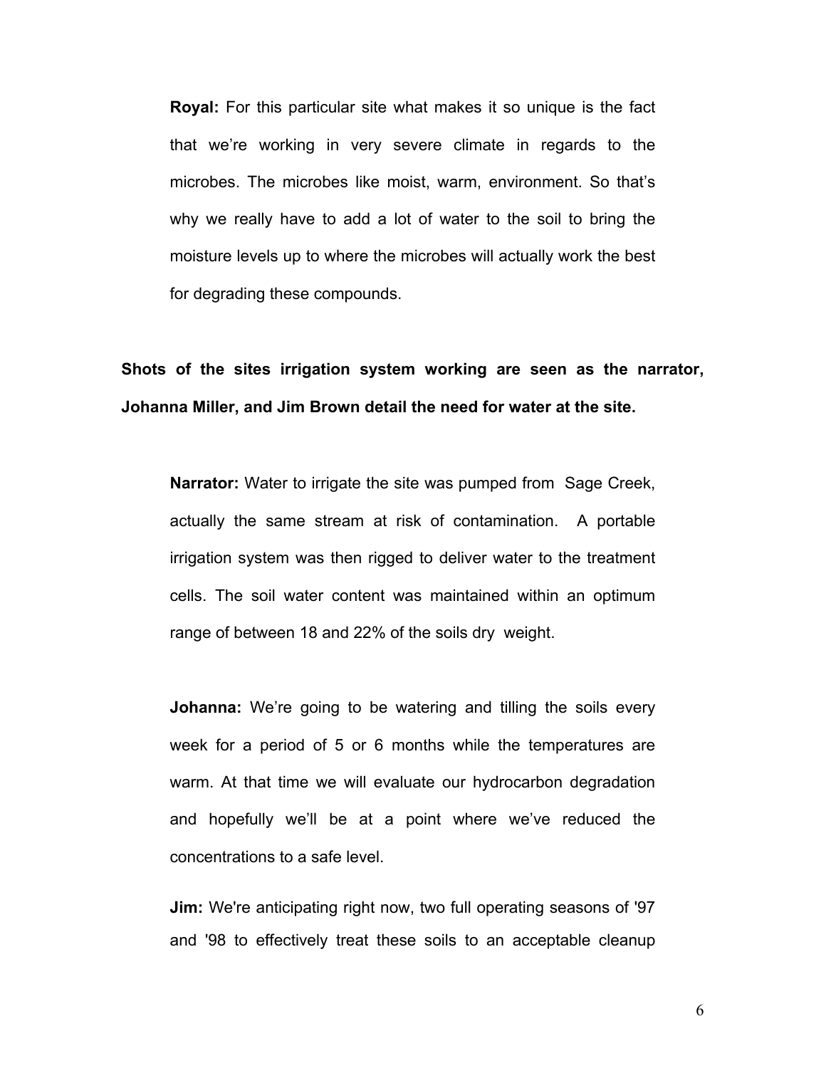**Royal:** For this particular site what makes it so unique is the fact that we're working in very severe climate in regards to the microbes. The microbes like moist, warm, environment. So that's why we really have to add a lot of water to the soil to bring the moisture levels up to where the microbes will actually work the best for degrading these compounds.

**Shots of the sites irrigation system working are seen as the narrator, Johanna Miller, and Jim Brown detail the need for water at the site.**

**Narrator:** Water to irrigate the site was pumped from Sage Creek, actually the same stream at risk of contamination. A portable irrigation system was then rigged to deliver water to the treatment cells. The soil water content was maintained within an optimum range of between 18 and 22% of the soils dry weight.

**Johanna:** We're going to be watering and tilling the soils every week for a period of 5 or 6 months while the temperatures are warm. At that time we will evaluate our hydrocarbon degradation and hopefully we'll be at a point where we've reduced the concentrations to a safe level.

**Jim:** We're anticipating right now, two full operating seasons of '97 and '98 to effectively treat these soils to an acceptable cleanup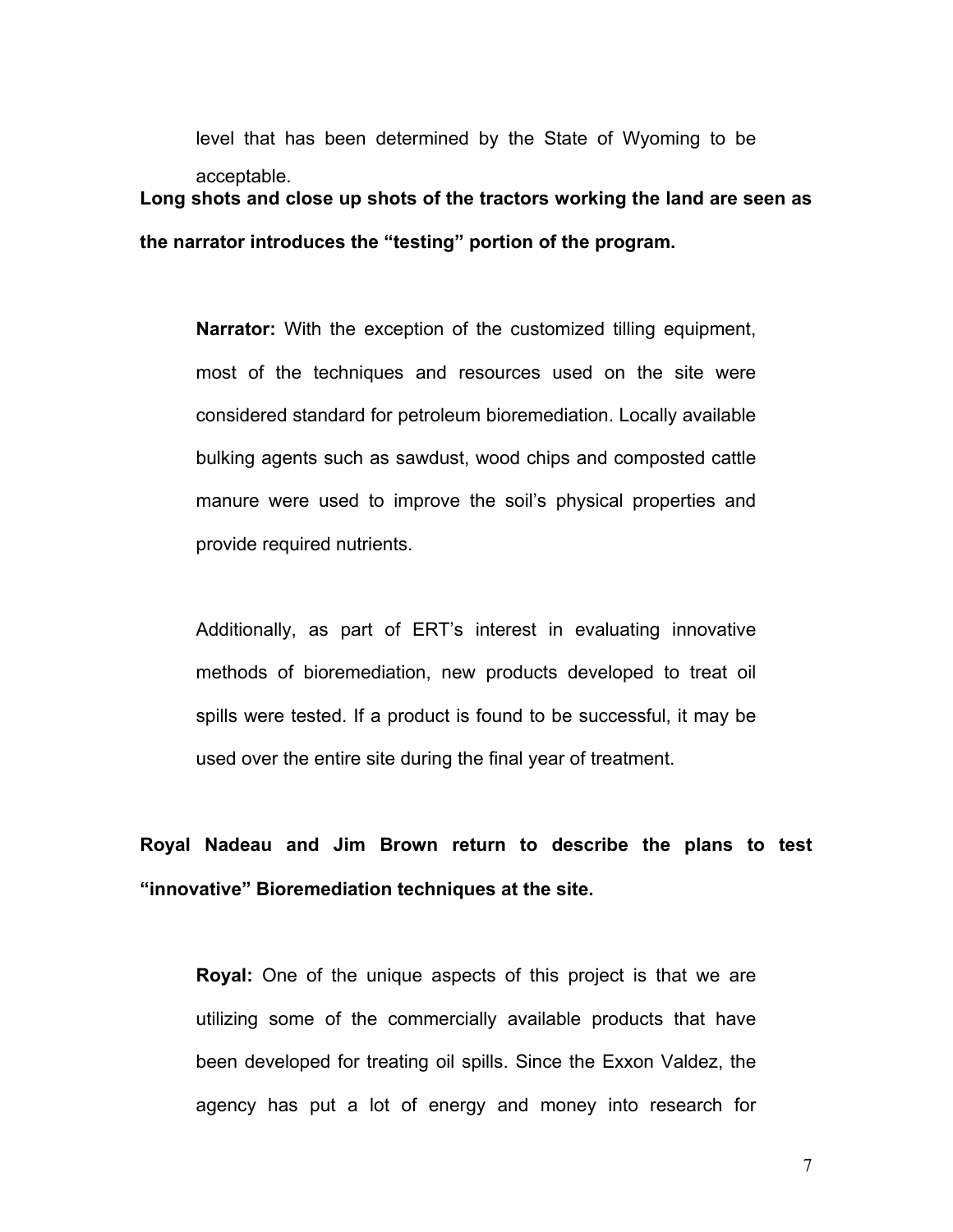level that has been determined by the State of Wyoming to be acceptable.

**Long shots and close up shots of the tractors working the land are seen as the narrator introduces the "testing" portion of the program.**

**Narrator:** With the exception of the customized tilling equipment, most of the techniques and resources used on the site were considered standard for petroleum bioremediation. Locally available bulking agents such as sawdust, wood chips and composted cattle manure were used to improve the soil's physical properties and provide required nutrients.

Additionally, as part of ERT's interest in evaluating innovative methods of bioremediation, new products developed to treat oil spills were tested. If a product is found to be successful, it may be used over the entire site during the final year of treatment.

**Royal Nadeau and Jim Brown return to describe the plans to test "innovative" Bioremediation techniques at the site.**

**Royal:** One of the unique aspects of this project is that we are utilizing some of the commercially available products that have been developed for treating oil spills. Since the Exxon Valdez, the agency has put a lot of energy and money into research for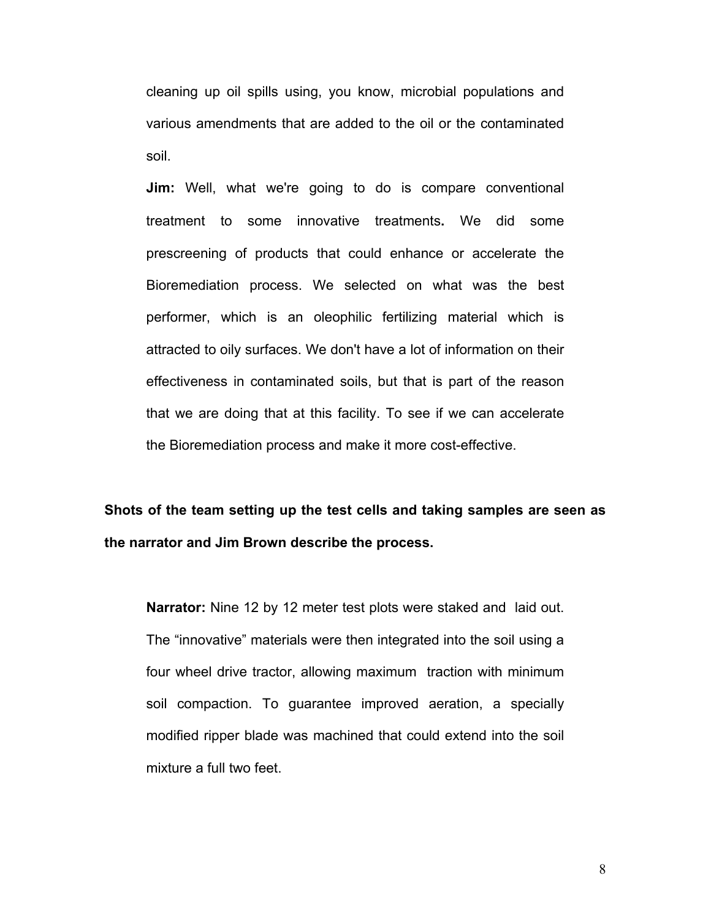cleaning up oil spills using, you know, microbial populations and various amendments that are added to the oil or the contaminated soil.

**Jim:** Well, what we're going to do is compare conventional treatment to some innovative treatments**.** We did some prescreening of products that could enhance or accelerate the Bioremediation process. We selected on what was the best performer, which is an oleophilic fertilizing material which is attracted to oily surfaces. We don't have a lot of information on their effectiveness in contaminated soils, but that is part of the reason that we are doing that at this facility. To see if we can accelerate the Bioremediation process and make it more cost-effective.

**Shots of the team setting up the test cells and taking samples are seen as the narrator and Jim Brown describe the process.**

**Narrator:** Nine 12 by 12 meter test plots were staked and laid out. The "innovative" materials were then integrated into the soil using a four wheel drive tractor, allowing maximum traction with minimum soil compaction. To guarantee improved aeration, a specially modified ripper blade was machined that could extend into the soil mixture a full two feet.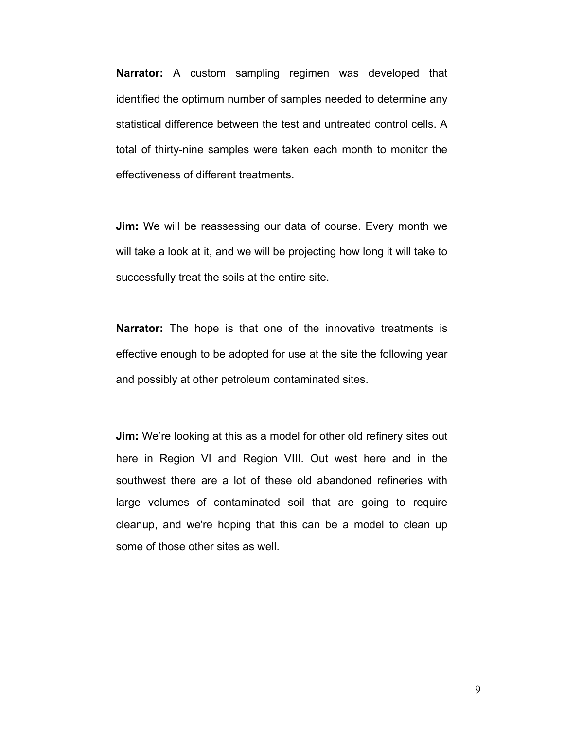**Narrator:** A custom sampling regimen was developed that identified the optimum number of samples needed to determine any statistical difference between the test and untreated control cells. A total of thirty-nine samples were taken each month to monitor the effectiveness of different treatments.

**Jim:** We will be reassessing our data of course. Every month we will take a look at it, and we will be projecting how long it will take to successfully treat the soils at the entire site.

**Narrator:** The hope is that one of the innovative treatments is effective enough to be adopted for use at the site the following year and possibly at other petroleum contaminated sites.

**Jim:** We're looking at this as a model for other old refinery sites out here in Region VI and Region VIII. Out west here and in the southwest there are a lot of these old abandoned refineries with large volumes of contaminated soil that are going to require cleanup, and we're hoping that this can be a model to clean up some of those other sites as well.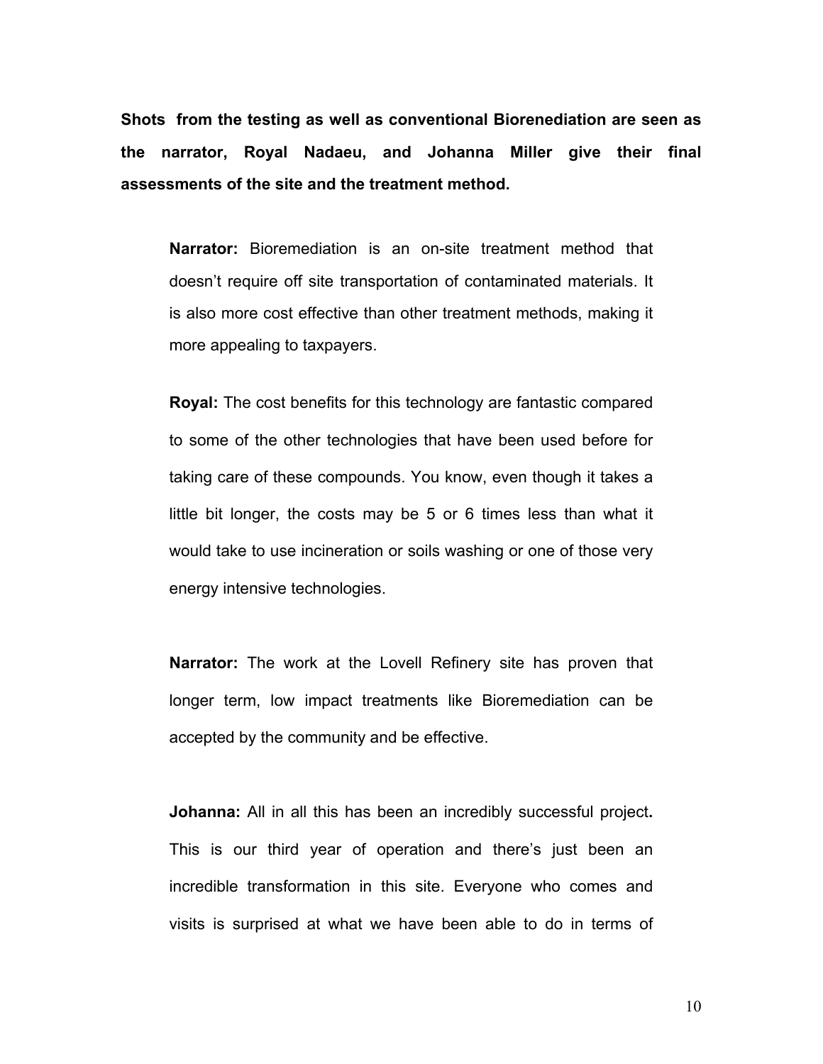**Shots from the testing as well as conventional Biorenediation are seen as the narrator, Royal Nadaeu, and Johanna Miller give their final assessments of the site and the treatment method.**

**Narrator:** Bioremediation is an on-site treatment method that doesn't require off site transportation of contaminated materials. It is also more cost effective than other treatment methods, making it more appealing to taxpayers.

**Royal:** The cost benefits for this technology are fantastic compared to some of the other technologies that have been used before for taking care of these compounds. You know, even though it takes a little bit longer, the costs may be 5 or 6 times less than what it would take to use incineration or soils washing or one of those very energy intensive technologies.

**Narrator:** The work at the Lovell Refinery site has proven that longer term, low impact treatments like Bioremediation can be accepted by the community and be effective.

**Johanna:** All in all this has been an incredibly successful project**.** This is our third year of operation and there's just been an incredible transformation in this site. Everyone who comes and visits is surprised at what we have been able to do in terms of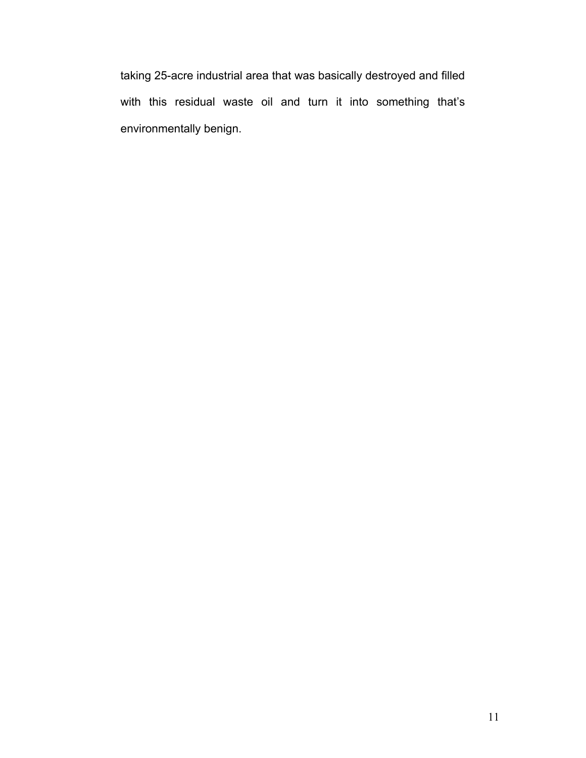taking 25-acre industrial area that was basically destroyed and filled with this residual waste oil and turn it into something that's environmentally benign.